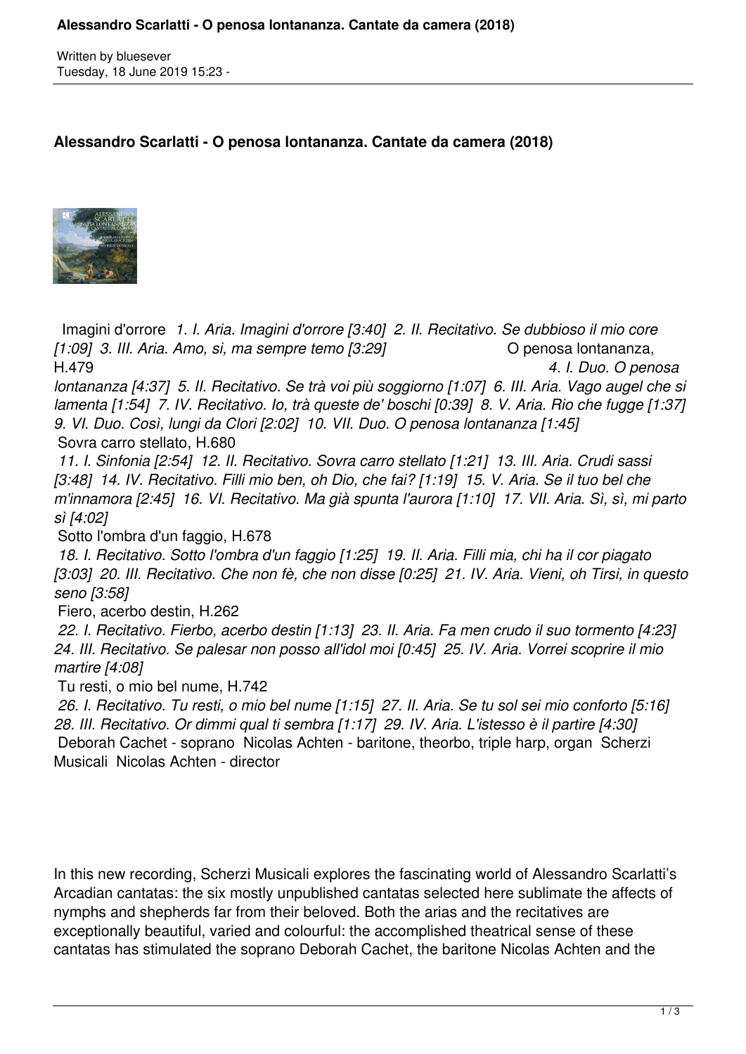Written by bluesever
Tuesday, 18 June 2019 15:23 -

## Alessandro Scarlatti - O penosa lontananza. Cantate da camera (2018)

Imagini d'orrore

*1. I. Aria. Imagini d'orrore [3:40] 2. II. Recitativo. Se dubbioso il mio core [1:09] 3. III. Aria. Amo, si, ma sempre temo [3:29]*

O penosa lontananza, H.479

*4. I. Duo. O penosa lontananza [4:37] 5. II. Recitativo. Se trà voi più soggiorno [1:07] 6. III. Aria. Vago augel che si lamenta [1:54] 7. IV. Recitativo. Io, trà queste de' boschi [0:39] 8. V. Aria. Rio che fugge [1:37] 9. VI. Duo. Così, lungi da Clori [2:02] 10. VII. Duo. O penosa lontananza [1:45]*

Sovra carro stellato, H.680

*11. I. Sinfonia [2:54] 12. II. Recitativo. Sovra carro stellato [1:21] 13. III. Aria. Crudi sassi [3:48] 14. IV. Recitativo. Filli mio ben, oh Dio, che fai? [1:19] 15. V. Aria. Se il tuo bel che m'innamora [2:45] 16. VI. Recitativo. Ma già spunta l'aurora [1:10] 17. VII. Aria. Sì, sì, mi parto sì [4:02]*

Sotto l'ombra d'un faggio, H.678

*18. I. Recitativo. Sotto l'ombra d'un faggio [1:25] 19. II. Aria. Filli mia, chi ha il cor piagato [3:03] 20. III. Recitativo. Che non fè, che non disse [0:25] 21. IV. Aria. Vieni, oh Tirsi, in questo seno [3:58]*

Fiero, acerbo destin, H.262

*22. I. Recitativo. Fierbo, acerbo destin [1:13] 23. II. Aria. Fa men crudo il suo tormento [4:23] 24. III. Recitativo. Se palesar non posso all'idol moi [0:45] 25. IV. Aria. Vorrei scoprire il mio martire [4:08]*

Tu resti, o mio bel nume, H.742

*26. I. Recitativo. Tu resti, o mio bel nume [1:15] 27. II. Aria. Se tu sol sei mio conforto [5:16] 28. III. Recitativo. Or dimmi qual ti sembra [1:17] 29. IV. Aria. L'istesso è il partire [4:30]*

Deborah Cachet - soprano
Nicolas Achten - baritone, theorbo, triple harp, organ
Scherzi Musicali
Nicolas Achten - director

In this new recording, Scherzi Musicali explores the fascinating world of Alessandro Scarlatti's Arcadian cantatas: the six mostly unpublished cantatas selected here sublimate the affects of nymphs and shepherds far from their beloved. Both the arias and the recitatives are exceptionally beautiful, varied and colourful: the accomplished theatrical sense of these cantatas has stimulated the soprano Deborah Cachet, the baritone Nicolas Achten and the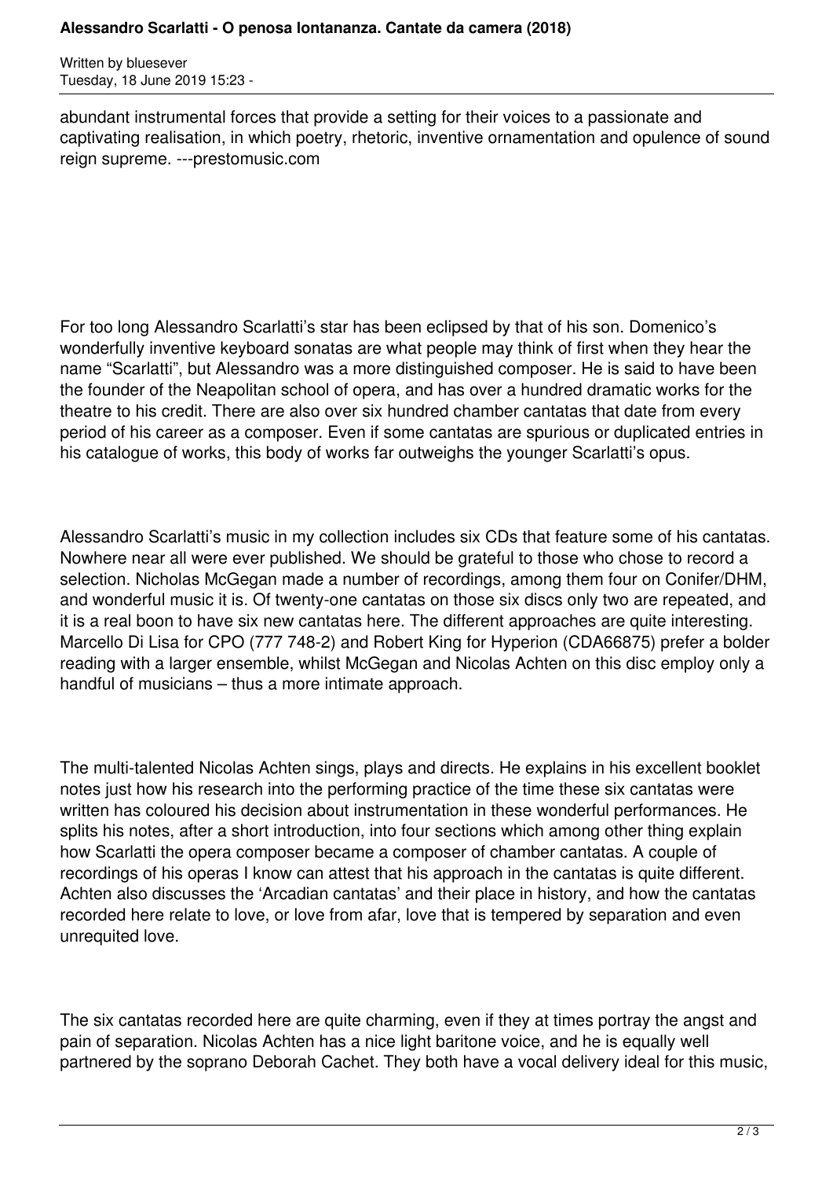abundant instrumental forces that provide a setting for their voices to a passionate and captivating realisation, in which poetry, rhetoric, inventive ornamentation and opulence of sound reign supreme. ---prestomusic.com

For too long Alessandro Scarlatti's star has been eclipsed by that of his son. Domenico's wonderfully inventive keyboard sonatas are what people may think of first when they hear the name "Scarlatti", but Alessandro was a more distinguished composer. He is said to have been the founder of the Neapolitan school of opera, and has over a hundred dramatic works for the theatre to his credit. There are also over six hundred chamber cantatas that date from every period of his career as a composer. Even if some cantatas are spurious or duplicated entries in his catalogue of works, this body of works far outweighs the younger Scarlatti's opus.

Alessandro Scarlatti's music in my collection includes six CDs that feature some of his cantatas. Nowhere near all were ever published. We should be grateful to those who chose to record a selection. Nicholas McGegan made a number of recordings, among them four on Conifer/DHM, and wonderful music it is. Of twenty-one cantatas on those six discs only two are repeated, and it is a real boon to have six new cantatas here. The different approaches are quite interesting. Marcello Di Lisa for CPO (777 748-2) and Robert King for Hyperion (CDA66875) prefer a bolder reading with a larger ensemble, whilst McGegan and Nicolas Achten on this disc employ only a handful of musicians – thus a more intimate approach.

The multi-talented Nicolas Achten sings, plays and directs. He explains in his excellent booklet notes just how his research into the performing practice of the time these six cantatas were written has coloured his decision about instrumentation in these wonderful performances. He splits his notes, after a short introduction, into four sections which among other thing explain how Scarlatti the opera composer became a composer of chamber cantatas. A couple of recordings of his operas I know can attest that his approach in the cantatas is quite different. Achten also discusses the 'Arcadian cantatas' and their place in history, and how the cantatas recorded here relate to love, or love from afar, love that is tempered by separation and even unrequited love.

The six cantatas recorded here are quite charming, even if they at times portray the angst and pain of separation. Nicolas Achten has a nice light baritone voice, and he is equally well partnered by the soprano Deborah Cachet. They both have a vocal delivery ideal for this music,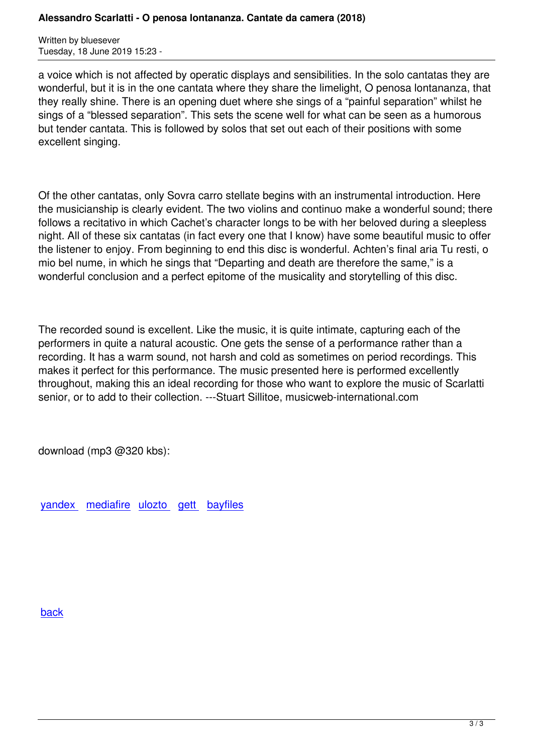a voice which is not affected by operatic displays and sensibilities. In the solo cantatas they are wonderful, but it is in the one cantata where they share the limelight, O penosa lontananza, that they really shine. There is an opening duet where she sings of a "painful separation" whilst he sings of a "blessed separation". This sets the scene well for what can be seen as a humorous but tender cantata. This is followed by solos that set out each of their positions with some excellent singing.

Of the other cantatas, only Sovra carro stellate begins with an instrumental introduction. Here the musicianship is clearly evident. The two violins and continuo make a wonderful sound; there follows a recitativo in which Cachet's character longs to be with her beloved during a sleepless night. All of these six cantatas (in fact every one that I know) have some beautiful music to offer the listener to enjoy. From beginning to end this disc is wonderful. Achten's final aria Tu resti, o mio bel nume, in which he sings that "Departing and death are therefore the same," is a wonderful conclusion and a perfect epitome of the musicality and storytelling of this disc.

The recorded sound is excellent. Like the music, it is quite intimate, capturing each of the performers in quite a natural acoustic. One gets the sense of a performance rather than a recording. It has a warm sound, not harsh and cold as sometimes on period recordings. This makes it perfect for this performance. The music presented here is performed excellently throughout, making this an ideal recording for those who want to explore the music of Scarlatti senior, or to add to their collection. ---Stuart Sillitoe, musicweb-international.com

download (mp3 @320 kbs):

yandex mediafire ulozto gett bayfiles

back